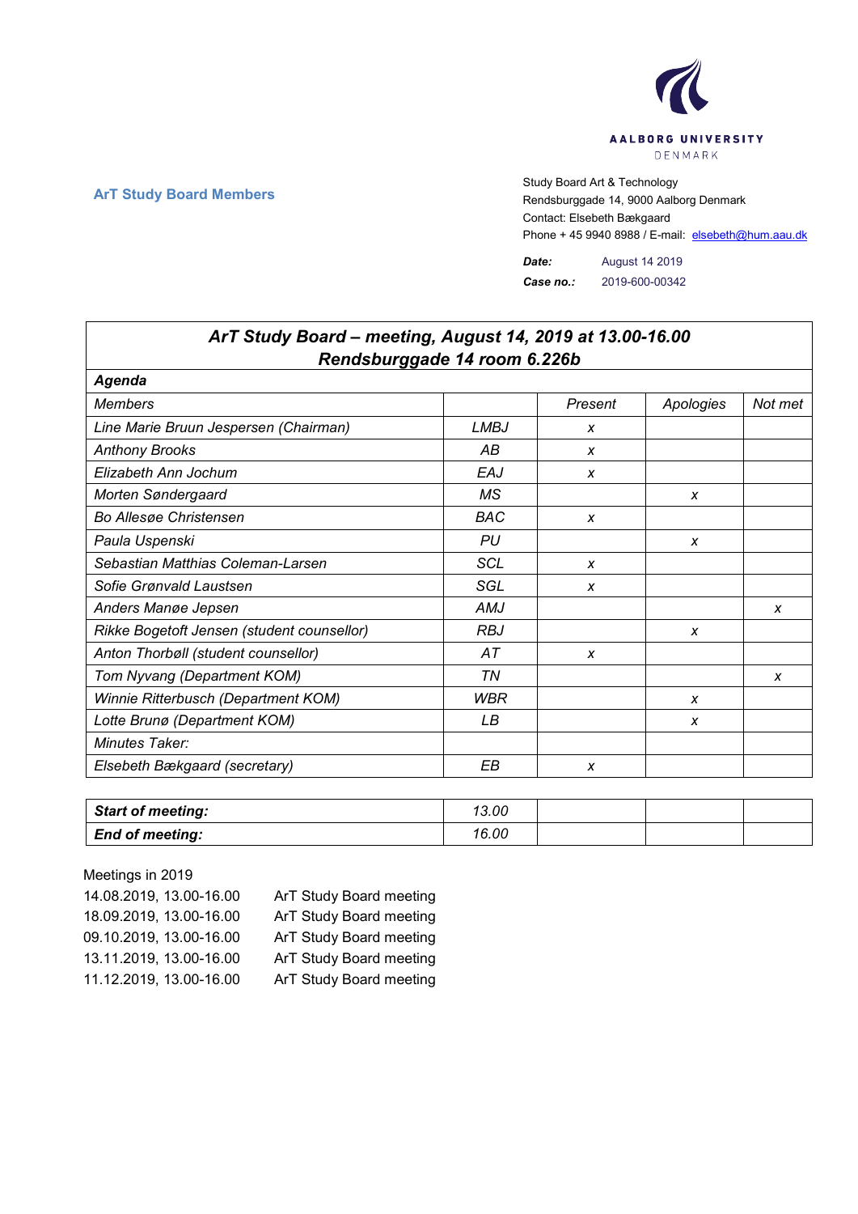AALBORG UNIVERSITY
DENMARK

**ArT Study Board Members**

Study Board Art & Technology
Rendsburggade 14, 9000 Aalborg Denmark
Contact: Elsebeth Bækgaard
Phone + 45 9940 8988 / E-mail: elsebeth@hum.aau.dk

***Date:*** August 14 2019
***Case no.:*** 2019-600-00342

| ***ArT Study Board – meeting, August 14, 2019 at 13.00-16.00 Rendsburggade 14 room 6.226b*** | | | | |
|---|---|---|---|---|
| ***Agenda*** | | | | |
| *Members* | | *Present* | *Apologies* | *Not met* |
| *Line Marie Bruun Jespersen (Chairman)* | *LMBJ* | *x* | | |
| *Anthony Brooks* | *AB* | *x* | | |
| *Elizabeth Ann Jochum* | *EAJ* | *x* | | |
| *Morten Søndergaard* | *MS* | | *x* | |
| *Bo Allesøe Christensen* | *BAC* | *x* | | |
| *Paula Uspenski* | *PU* | | *x* | |
| *Sebastian Matthias Coleman-Larsen* | *SCL* | *x* | | |
| *Sofie Grønvald Laustsen* | *SGL* | *x* | | |
| *Anders Manøe Jepsen* | *AMJ* | | | *x* |
| *Rikke Bogetoft Jensen (student counsellor)* | *RBJ* | | *x* | |
| *Anton Thorbøll (student counsellor)* | *AT* | *x* | | |
| *Tom Nyvang (Department KOM)* | *TN* | | | *x* |
| *Winnie Ritterbusch (Department KOM)* | *WBR* | | *x* | |
| *Lotte Brunø (Department KOM)* | *LB* | | *x* | |
| *Minutes Taker:* | | | | |
| *Elsebeth Bækgaard (secretary)* | *EB* | *x* | | |

| ***Start of meeting:*** | *13.00* | | | |
|---|---|---|---|---|
| ***End of meeting:*** | *16.00* | | | |

Meetings in 2019

| | |
|---|---|
| 14.08.2019, 13.00-16.00 | ArT Study Board meeting |
| 18.09.2019, 13.00-16.00 | ArT Study Board meeting |
| 09.10.2019, 13.00-16.00 | ArT Study Board meeting |
| 13.11.2019, 13.00-16.00 | ArT Study Board meeting |
| 11.12.2019, 13.00-16.00 | ArT Study Board meeting |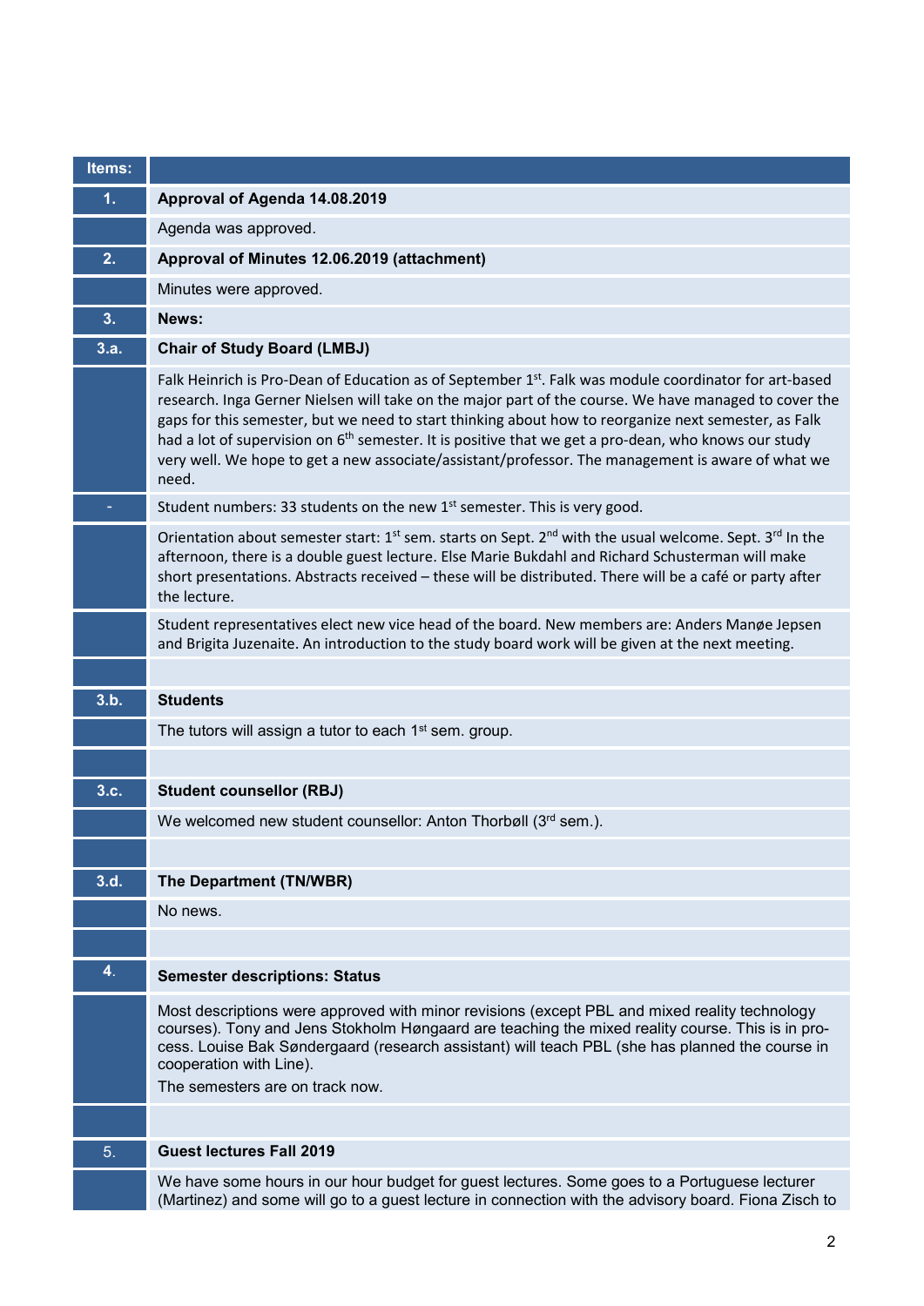| Items: | |
|---|---|
| 1. | **Approval of Agenda 14.08.2019** |
| | Agenda was approved. |
| 2. | **Approval of Minutes 12.06.2019 (attachment)** |
| | Minutes were approved. |
| 3. | **News:** |
| 3.a. | **Chair of Study Board (LMBJ)** |
| | Falk Heinrich is Pro-Dean of Education as of September 1st. Falk was module coordinator for art-based research. Inga Gerner Nielsen will take on the major part of the course. We have managed to cover the gaps for this semester, but we need to start thinking about how to reorganize next semester, as Falk had a lot of supervision on 6th semester. It is positive that we get a pro-dean, who knows our study very well. We hope to get a new associate/assistant/professor. The management is aware of what we need. |
| - | Student numbers: 33 students on the new 1st semester. This is very good. |
| | Orientation about semester start: 1st sem. starts on Sept. 2nd with the usual welcome. Sept. 3rd In the afternoon, there is a double guest lecture. Else Marie Bukdahl and Richard Schusterman will make short presentations. Abstracts received – these will be distributed. There will be a café or party after the lecture. |
| | Student representatives elect new vice head of the board. New members are: Anders Manøe Jepsen and Brigita Juzenaite. An introduction to the study board work will be given at the next meeting. |
| | |
| 3.b. | **Students** |
| | The tutors will assign a tutor to each 1st sem. group. |
| | |
| 3.c. | **Student counsellor (RBJ)** |
| | We welcomed new student counsellor: Anton Thorbøll (3rd sem.). |
| | |
| 3.d. | **The Department (TN/WBR)** |
| | No news. |
| | |
| 4. | **Semester descriptions: Status** |
| | Most descriptions were approved with minor revisions (except PBL and mixed reality technology courses). Tony and Jens Stokholm Høngaard are teaching the mixed reality course. This is in process. Louise Bak Søndergaard (research assistant) will teach PBL (she has planned the course in cooperation with Line).<br>The semesters are on track now. |
| | |
| 5. | **Guest lectures Fall 2019** |
| | We have some hours in our hour budget for guest lectures. Some goes to a Portuguese lecturer (Martinez) and some will go to a guest lecture in connection with the advisory board. Fiona Zisch to |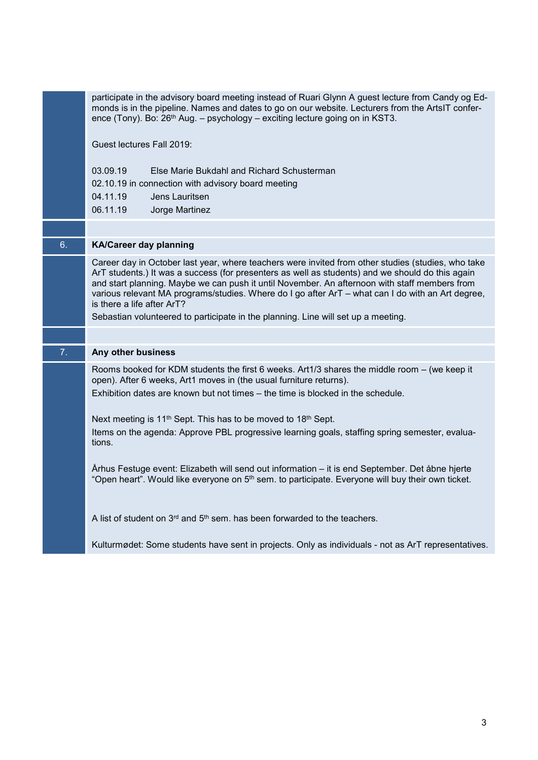participate in the advisory board meeting instead of Ruari Glynn A guest lecture from Candy og Edmonds is in the pipeline. Names and dates to go on our website. Lecturers from the ArtsIT conference (Tony). Bo: 26th Aug. – psychology – exciting lecture going on in KST3.

Guest lectures Fall 2019:

03.09.19 Else Marie Bukdahl and Richard Schusterman
02.10.19 in connection with advisory board meeting
04.11.19 Jens Lauritsen
06.11.19 Jorge Martinez

## 6. KA/Career day planning

Career day in October last year, where teachers were invited from other studies (studies, who take ArT students.) It was a success (for presenters as well as students) and we should do this again and start planning. Maybe we can push it until November. An afternoon with staff members from various relevant MA programs/studies. Where do I go after ArT – what can I do with an Art degree, is there a life after ArT?

Sebastian volunteered to participate in the planning. Line will set up a meeting.

## 7. Any other business

Rooms booked for KDM students the first 6 weeks. Art1/3 shares the middle room – (we keep it open). After 6 weeks, Art1 moves in (the usual furniture returns).

Exhibition dates are known but not times – the time is blocked in the schedule.

Next meeting is 11th Sept. This has to be moved to 18th Sept.

Items on the agenda: Approve PBL progressive learning goals, staffing spring semester, evaluations.

Århus Festuge event: Elizabeth will send out information – it is end September. Det åbne hjerte "Open heart". Would like everyone on 5th sem. to participate. Everyone will buy their own ticket.

A list of student on 3rd and 5th sem. has been forwarded to the teachers.

Kulturmødet: Some students have sent in projects. Only as individuals - not as ArT representatives.